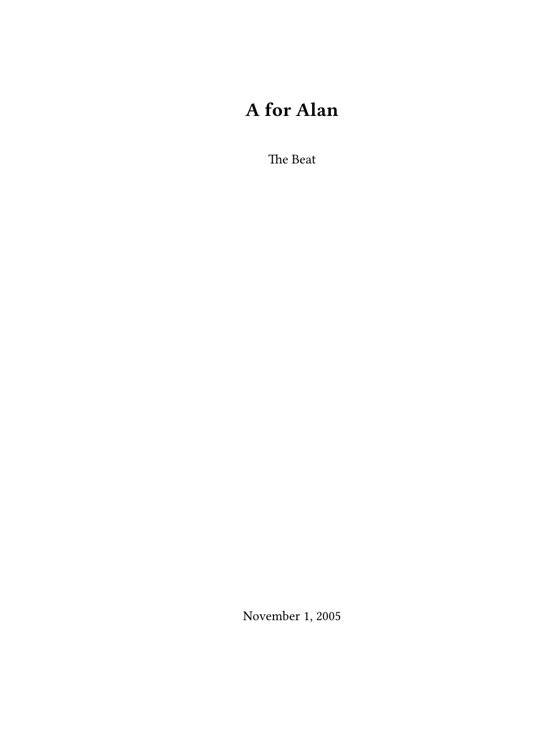# A for Alan

The Beat

November 1, 2005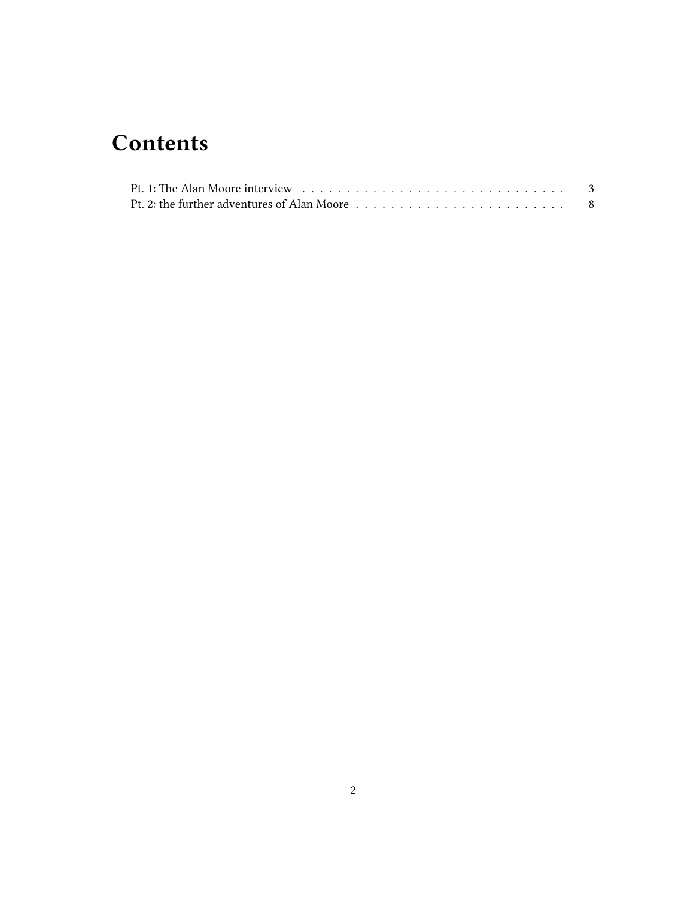# Contents

Pt. 1: The Alan Moore interview . . . . . . . . . . . . . . . . . . . . . . . . . . . . . . 3
Pt. 2: the further adventures of Alan Moore . . . . . . . . . . . . . . . . . . . . . . . . 8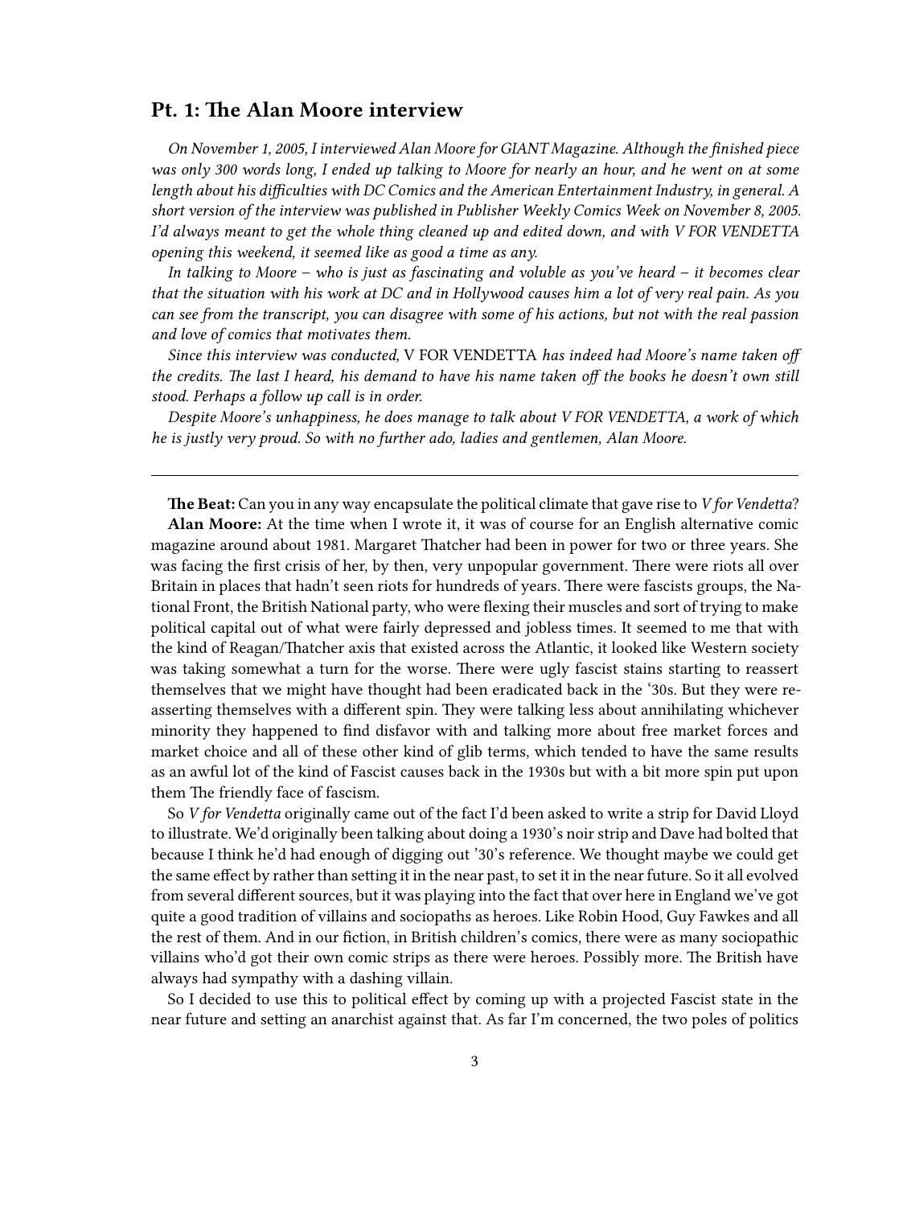## Pt. 1: The Alan Moore interview

*On November 1, 2005, I interviewed Alan Moore for GIANT Magazine. Although the finished piece was only 300 words long, I ended up talking to Moore for nearly an hour, and he went on at some length about his difficulties with DC Comics and the American Entertainment Industry, in general. A short version of the interview was published in Publisher Weekly Comics Week on November 8, 2005. I'd always meant to get the whole thing cleaned up and edited down, and with V FOR VENDETTA opening this weekend, it seemed like as good a time as any.*

*In talking to Moore – who is just as fascinating and voluble as you've heard – it becomes clear that the situation with his work at DC and in Hollywood causes him a lot of very real pain. As you can see from the transcript, you can disagree with some of his actions, but not with the real passion and love of comics that motivates them.*

*Since this interview was conducted,* V FOR VENDETTA *has indeed had Moore's name taken off the credits. The last I heard, his demand to have his name taken off the books he doesn't own still stood. Perhaps a follow up call is in order.*

*Despite Moore's unhappiness, he does manage to talk about V FOR VENDETTA, a work of which he is justly very proud. So with no further ado, ladies and gentlemen, Alan Moore.*

---

**The Beat:** Can you in any way encapsulate the political climate that gave rise to *V for Vendetta*?

**Alan Moore:** At the time when I wrote it, it was of course for an English alternative comic magazine around about 1981. Margaret Thatcher had been in power for two or three years. She was facing the first crisis of her, by then, very unpopular government. There were riots all over Britain in places that hadn't seen riots for hundreds of years. There were fascists groups, the National Front, the British National party, who were flexing their muscles and sort of trying to make political capital out of what were fairly depressed and jobless times. It seemed to me that with the kind of Reagan/Thatcher axis that existed across the Atlantic, it looked like Western society was taking somewhat a turn for the worse. There were ugly fascist stains starting to reassert themselves that we might have thought had been eradicated back in the '30s. But they were reasserting themselves with a different spin. They were talking less about annihilating whichever minority they happened to find disfavor with and talking more about free market forces and market choice and all of these other kind of glib terms, which tended to have the same results as an awful lot of the kind of Fascist causes back in the 1930s but with a bit more spin put upon them The friendly face of fascism.

So *V for Vendetta* originally came out of the fact I'd been asked to write a strip for David Lloyd to illustrate. We'd originally been talking about doing a 1930's noir strip and Dave had bolted that because I think he'd had enough of digging out '30's reference. We thought maybe we could get the same effect by rather than setting it in the near past, to set it in the near future. So it all evolved from several different sources, but it was playing into the fact that over here in England we've got quite a good tradition of villains and sociopaths as heroes. Like Robin Hood, Guy Fawkes and all the rest of them. And in our fiction, in British children's comics, there were as many sociopathic villains who'd got their own comic strips as there were heroes. Possibly more. The British have always had sympathy with a dashing villain.

So I decided to use this to political effect by coming up with a projected Fascist state in the near future and setting an anarchist against that. As far I'm concerned, the two poles of politics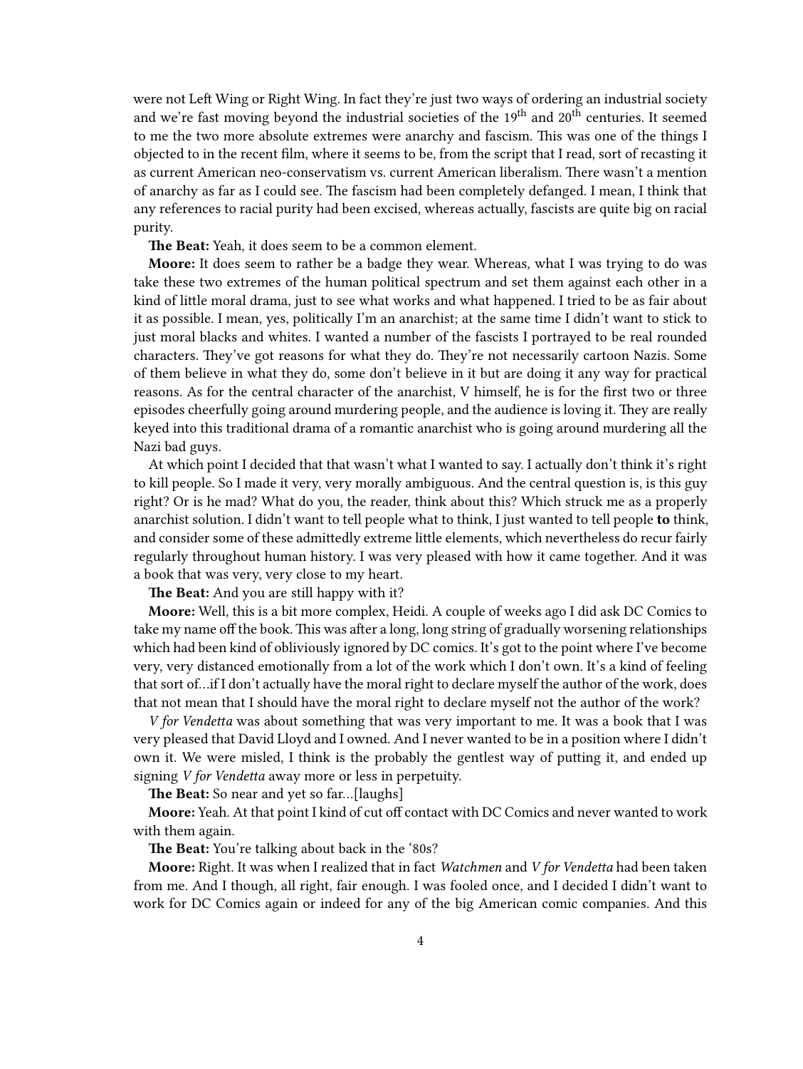were not Left Wing or Right Wing. In fact they're just two ways of ordering an industrial society and we're fast moving beyond the industrial societies of the 19th and 20th centuries. It seemed to me the two more absolute extremes were anarchy and fascism. This was one of the things I objected to in the recent film, where it seems to be, from the script that I read, sort of recasting it as current American neo-conservatism vs. current American liberalism. There wasn't a mention of anarchy as far as I could see. The fascism had been completely defanged. I mean, I think that any references to racial purity had been excised, whereas actually, fascists are quite big on racial purity.

**The Beat:** Yeah, it does seem to be a common element.

**Moore:** It does seem to rather be a badge they wear. Whereas, what I was trying to do was take these two extremes of the human political spectrum and set them against each other in a kind of little moral drama, just to see what works and what happened. I tried to be as fair about it as possible. I mean, yes, politically I'm an anarchist; at the same time I didn't want to stick to just moral blacks and whites. I wanted a number of the fascists I portrayed to be real rounded characters. They've got reasons for what they do. They're not necessarily cartoon Nazis. Some of them believe in what they do, some don't believe in it but are doing it any way for practical reasons. As for the central character of the anarchist, V himself, he is for the first two or three episodes cheerfully going around murdering people, and the audience is loving it. They are really keyed into this traditional drama of a romantic anarchist who is going around murdering all the Nazi bad guys.

At which point I decided that that wasn't what I wanted to say. I actually don't think it's right to kill people. So I made it very, very morally ambiguous. And the central question is, is this guy right? Or is he mad? What do you, the reader, think about this? Which struck me as a properly anarchist solution. I didn't want to tell people what to think, I just wanted to tell people **to** think, and consider some of these admittedly extreme little elements, which nevertheless do recur fairly regularly throughout human history. I was very pleased with how it came together. And it was a book that was very, very close to my heart.

**The Beat:** And you are still happy with it?

**Moore:** Well, this is a bit more complex, Heidi. A couple of weeks ago I did ask DC Comics to take my name off the book. This was after a long, long string of gradually worsening relationships which had been kind of obliviously ignored by DC comics. It's got to the point where I've become very, very distanced emotionally from a lot of the work which I don't own. It's a kind of feeling that sort of…if I don't actually have the moral right to declare myself the author of the work, does that not mean that I should have the moral right to declare myself not the author of the work?

*V for Vendetta* was about something that was very important to me. It was a book that I was very pleased that David Lloyd and I owned. And I never wanted to be in a position where I didn't own it. We were misled, I think is the probably the gentlest way of putting it, and ended up signing *V for Vendetta* away more or less in perpetuity.

**The Beat:** So near and yet so far…[laughs]

**Moore:** Yeah. At that point I kind of cut off contact with DC Comics and never wanted to work with them again.

**The Beat:** You're talking about back in the '80s?

**Moore:** Right. It was when I realized that in fact *Watchmen* and *V for Vendetta* had been taken from me. And I though, all right, fair enough. I was fooled once, and I decided I didn't want to work for DC Comics again or indeed for any of the big American comic companies. And this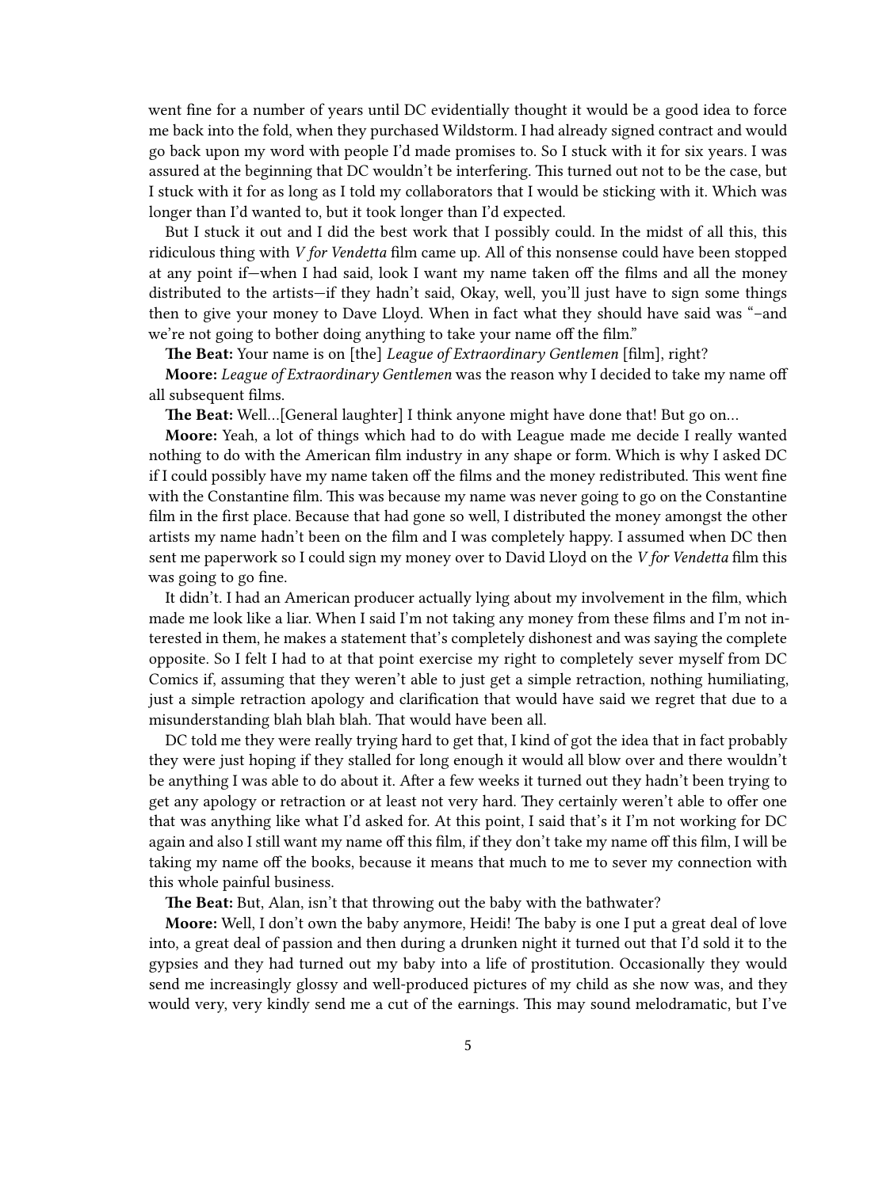went fine for a number of years until DC evidentially thought it would be a good idea to force me back into the fold, when they purchased Wildstorm. I had already signed contract and would go back upon my word with people I'd made promises to. So I stuck with it for six years. I was assured at the beginning that DC wouldn't be interfering. This turned out not to be the case, but I stuck with it for as long as I told my collaborators that I would be sticking with it. Which was longer than I'd wanted to, but it took longer than I'd expected.

But I stuck it out and I did the best work that I possibly could. In the midst of all this, this ridiculous thing with *V for Vendetta* film came up. All of this nonsense could have been stopped at any point if—when I had said, look I want my name taken off the films and all the money distributed to the artists—if they hadn't said, Okay, well, you'll just have to sign some things then to give your money to Dave Lloyd. When in fact what they should have said was "–and we're not going to bother doing anything to take your name off the film."

**The Beat:** Your name is on [the] *League of Extraordinary Gentlemen* [film], right?

**Moore:** *League of Extraordinary Gentlemen* was the reason why I decided to take my name off all subsequent films.

**The Beat:** Well…[General laughter] I think anyone might have done that! But go on…

**Moore:** Yeah, a lot of things which had to do with League made me decide I really wanted nothing to do with the American film industry in any shape or form. Which is why I asked DC if I could possibly have my name taken off the films and the money redistributed. This went fine with the Constantine film. This was because my name was never going to go on the Constantine film in the first place. Because that had gone so well, I distributed the money amongst the other artists my name hadn't been on the film and I was completely happy. I assumed when DC then sent me paperwork so I could sign my money over to David Lloyd on the *V for Vendetta* film this was going to go fine.

It didn't. I had an American producer actually lying about my involvement in the film, which made me look like a liar. When I said I'm not taking any money from these films and I'm not interested in them, he makes a statement that's completely dishonest and was saying the complete opposite. So I felt I had to at that point exercise my right to completely sever myself from DC Comics if, assuming that they weren't able to just get a simple retraction, nothing humiliating, just a simple retraction apology and clarification that would have said we regret that due to a misunderstanding blah blah blah. That would have been all.

DC told me they were really trying hard to get that, I kind of got the idea that in fact probably they were just hoping if they stalled for long enough it would all blow over and there wouldn't be anything I was able to do about it. After a few weeks it turned out they hadn't been trying to get any apology or retraction or at least not very hard. They certainly weren't able to offer one that was anything like what I'd asked for. At this point, I said that's it I'm not working for DC again and also I still want my name off this film, if they don't take my name off this film, I will be taking my name off the books, because it means that much to me to sever my connection with this whole painful business.

**The Beat:** But, Alan, isn't that throwing out the baby with the bathwater?

**Moore:** Well, I don't own the baby anymore, Heidi! The baby is one I put a great deal of love into, a great deal of passion and then during a drunken night it turned out that I'd sold it to the gypsies and they had turned out my baby into a life of prostitution. Occasionally they would send me increasingly glossy and well-produced pictures of my child as she now was, and they would very, very kindly send me a cut of the earnings. This may sound melodramatic, but I've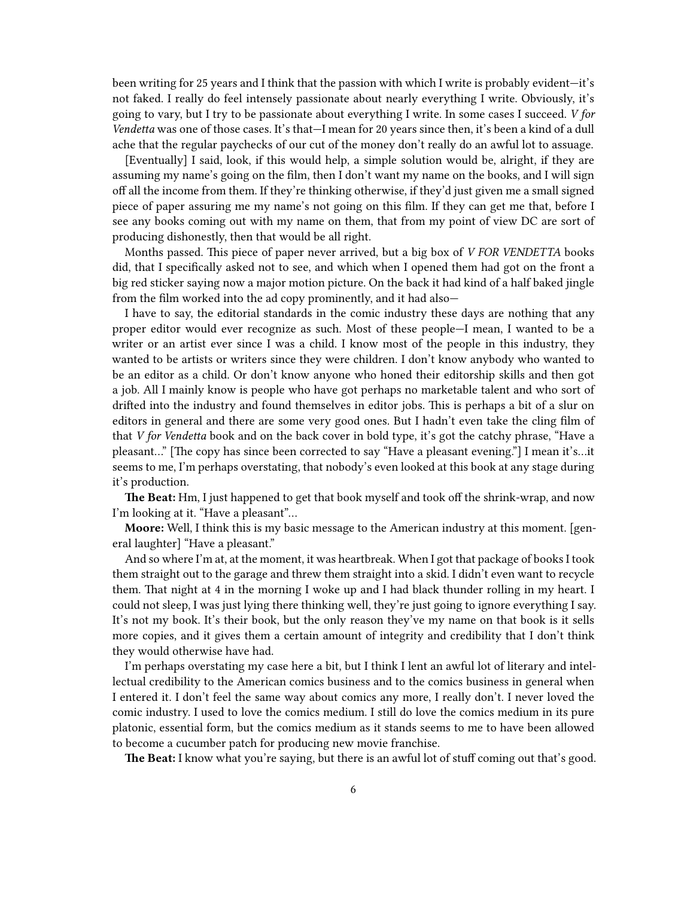been writing for 25 years and I think that the passion with which I write is probably evident—it's not faked. I really do feel intensely passionate about nearly everything I write. Obviously, it's going to vary, but I try to be passionate about everything I write. In some cases I succeed. *V for Vendetta* was one of those cases. It's that—I mean for 20 years since then, it's been a kind of a dull ache that the regular paychecks of our cut of the money don't really do an awful lot to assuage.

[Eventually] I said, look, if this would help, a simple solution would be, alright, if they are assuming my name's going on the film, then I don't want my name on the books, and I will sign off all the income from them. If they're thinking otherwise, if they'd just given me a small signed piece of paper assuring me my name's not going on this film. If they can get me that, before I see any books coming out with my name on them, that from my point of view DC are sort of producing dishonestly, then that would be all right.

Months passed. This piece of paper never arrived, but a big box of *V FOR VENDETTA* books did, that I specifically asked not to see, and which when I opened them had got on the front a big red sticker saying now a major motion picture. On the back it had kind of a half baked jingle from the film worked into the ad copy prominently, and it had also—

I have to say, the editorial standards in the comic industry these days are nothing that any proper editor would ever recognize as such. Most of these people—I mean, I wanted to be a writer or an artist ever since I was a child. I know most of the people in this industry, they wanted to be artists or writers since they were children. I don't know anybody who wanted to be an editor as a child. Or don't know anyone who honed their editorship skills and then got a job. All I mainly know is people who have got perhaps no marketable talent and who sort of drifted into the industry and found themselves in editor jobs. This is perhaps a bit of a slur on editors in general and there are some very good ones. But I hadn't even take the cling film of that *V for Vendetta* book and on the back cover in bold type, it's got the catchy phrase, "Have a pleasant…" [The copy has since been corrected to say "Have a pleasant evening."] I mean it's…it seems to me, I'm perhaps overstating, that nobody's even looked at this book at any stage during it's production.

**The Beat:** Hm, I just happened to get that book myself and took off the shrink-wrap, and now I'm looking at it. "Have a pleasant"…

**Moore:** Well, I think this is my basic message to the American industry at this moment. [general laughter] "Have a pleasant."

And so where I'm at, at the moment, it was heartbreak. When I got that package of books I took them straight out to the garage and threw them straight into a skid. I didn't even want to recycle them. That night at 4 in the morning I woke up and I had black thunder rolling in my heart. I could not sleep, I was just lying there thinking well, they're just going to ignore everything I say. It's not my book. It's their book, but the only reason they've my name on that book is it sells more copies, and it gives them a certain amount of integrity and credibility that I don't think they would otherwise have had.

I'm perhaps overstating my case here a bit, but I think I lent an awful lot of literary and intellectual credibility to the American comics business and to the comics business in general when I entered it. I don't feel the same way about comics any more, I really don't. I never loved the comic industry. I used to love the comics medium. I still do love the comics medium in its pure platonic, essential form, but the comics medium as it stands seems to me to have been allowed to become a cucumber patch for producing new movie franchise.

**The Beat:** I know what you're saying, but there is an awful lot of stuff coming out that's good.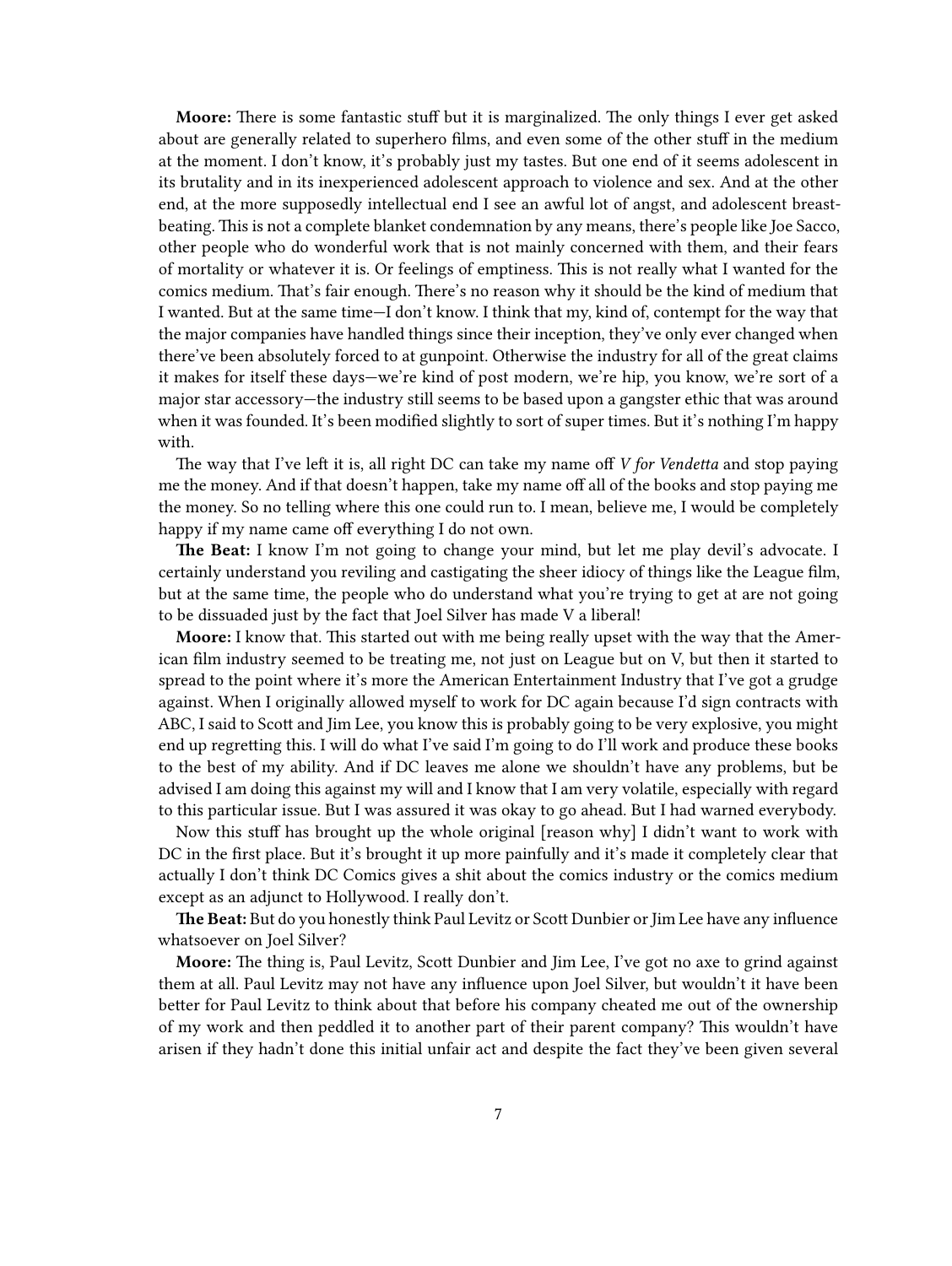**Moore:** There is some fantastic stuff but it is marginalized. The only things I ever get asked about are generally related to superhero films, and even some of the other stuff in the medium at the moment. I don't know, it's probably just my tastes. But one end of it seems adolescent in its brutality and in its inexperienced adolescent approach to violence and sex. And at the other end, at the more supposedly intellectual end I see an awful lot of angst, and adolescent breast-beating. This is not a complete blanket condemnation by any means, there's people like Joe Sacco, other people who do wonderful work that is not mainly concerned with them, and their fears of mortality or whatever it is. Or feelings of emptiness. This is not really what I wanted for the comics medium. That's fair enough. There's no reason why it should be the kind of medium that I wanted. But at the same time—I don't know. I think that my, kind of, contempt for the way that the major companies have handled things since their inception, they've only ever changed when there've been absolutely forced to at gunpoint. Otherwise the industry for all of the great claims it makes for itself these days—we're kind of post modern, we're hip, you know, we're sort of a major star accessory—the industry still seems to be based upon a gangster ethic that was around when it was founded. It's been modified slightly to sort of super times. But it's nothing I'm happy with.

The way that I've left it is, all right DC can take my name off *V for Vendetta* and stop paying me the money. And if that doesn't happen, take my name off all of the books and stop paying me the money. So no telling where this one could run to. I mean, believe me, I would be completely happy if my name came off everything I do not own.

**The Beat:** I know I'm not going to change your mind, but let me play devil's advocate. I certainly understand you reviling and castigating the sheer idiocy of things like the League film, but at the same time, the people who do understand what you're trying to get at are not going to be dissuaded just by the fact that Joel Silver has made V a liberal!

**Moore:** I know that. This started out with me being really upset with the way that the American film industry seemed to be treating me, not just on League but on V, but then it started to spread to the point where it's more the American Entertainment Industry that I've got a grudge against. When I originally allowed myself to work for DC again because I'd sign contracts with ABC, I said to Scott and Jim Lee, you know this is probably going to be very explosive, you might end up regretting this. I will do what I've said I'm going to do I'll work and produce these books to the best of my ability. And if DC leaves me alone we shouldn't have any problems, but be advised I am doing this against my will and I know that I am very volatile, especially with regard to this particular issue. But I was assured it was okay to go ahead. But I had warned everybody.

Now this stuff has brought up the whole original [reason why] I didn't want to work with DC in the first place. But it's brought it up more painfully and it's made it completely clear that actually I don't think DC Comics gives a shit about the comics industry or the comics medium except as an adjunct to Hollywood. I really don't.

**The Beat:** But do you honestly think Paul Levitz or Scott Dunbier or Jim Lee have any influence whatsoever on Joel Silver?

**Moore:** The thing is, Paul Levitz, Scott Dunbier and Jim Lee, I've got no axe to grind against them at all. Paul Levitz may not have any influence upon Joel Silver, but wouldn't it have been better for Paul Levitz to think about that before his company cheated me out of the ownership of my work and then peddled it to another part of their parent company? This wouldn't have arisen if they hadn't done this initial unfair act and despite the fact they've been given several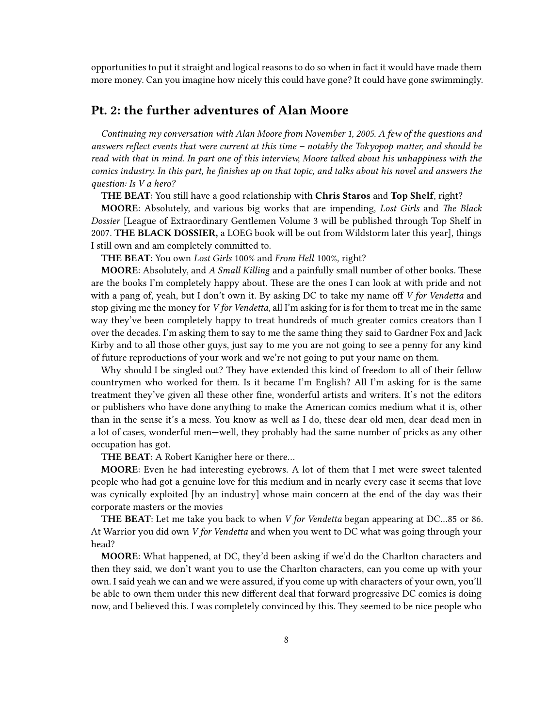opportunities to put it straight and logical reasons to do so when in fact it would have made them more money. Can you imagine how nicely this could have gone? It could have gone swimmingly.

## Pt. 2: the further adventures of Alan Moore

*Continuing my conversation with Alan Moore from November 1, 2005. A few of the questions and answers reflect events that were current at this time – notably the Tokyopop matter, and should be read with that in mind. In part one of this interview, Moore talked about his unhappiness with the comics industry. In this part, he finishes up on that topic, and talks about his novel and answers the question: Is V a hero?*

**THE BEAT**: You still have a good relationship with **Chris Staros** and **Top Shelf**, right?

**MOORE**: Absolutely, and various big works that are impending, *Lost Girls* and *The Black Dossier* [League of Extraordinary Gentlemen Volume 3 will be published through Top Shelf in 2007. **THE BLACK DOSSIER,** a LOEG book will be out from Wildstorm later this year], things I still own and am completely committed to.

**THE BEAT**: You own *Lost Girls* 100% and *From Hell* 100%, right?

**MOORE**: Absolutely, and *A Small Killing* and a painfully small number of other books. These are the books I'm completely happy about. These are the ones I can look at with pride and not with a pang of, yeah, but I don't own it. By asking DC to take my name off *V for Vendetta* and stop giving me the money for *V for Vendetta*, all I'm asking for is for them to treat me in the same way they've been completely happy to treat hundreds of much greater comics creators than I over the decades. I'm asking them to say to me the same thing they said to Gardner Fox and Jack Kirby and to all those other guys, just say to me you are not going to see a penny for any kind of future reproductions of your work and we're not going to put your name on them.

Why should I be singled out? They have extended this kind of freedom to all of their fellow countrymen who worked for them. Is it became I'm English? All I'm asking for is the same treatment they've given all these other fine, wonderful artists and writers. It's not the editors or publishers who have done anything to make the American comics medium what it is, other than in the sense it's a mess. You know as well as I do, these dear old men, dear dead men in a lot of cases, wonderful men—well, they probably had the same number of pricks as any other occupation has got.

**THE BEAT**: A Robert Kanigher here or there…

**MOORE**: Even he had interesting eyebrows. A lot of them that I met were sweet talented people who had got a genuine love for this medium and in nearly every case it seems that love was cynically exploited [by an industry] whose main concern at the end of the day was their corporate masters or the movies

**THE BEAT**: Let me take you back to when *V for Vendetta* began appearing at DC…85 or 86. At Warrior you did own *V for Vendetta* and when you went to DC what was going through your head?

**MOORE**: What happened, at DC, they'd been asking if we'd do the Charlton characters and then they said, we don't want you to use the Charlton characters, can you come up with your own. I said yeah we can and we were assured, if you come up with characters of your own, you'll be able to own them under this new different deal that forward progressive DC comics is doing now, and I believed this. I was completely convinced by this. They seemed to be nice people who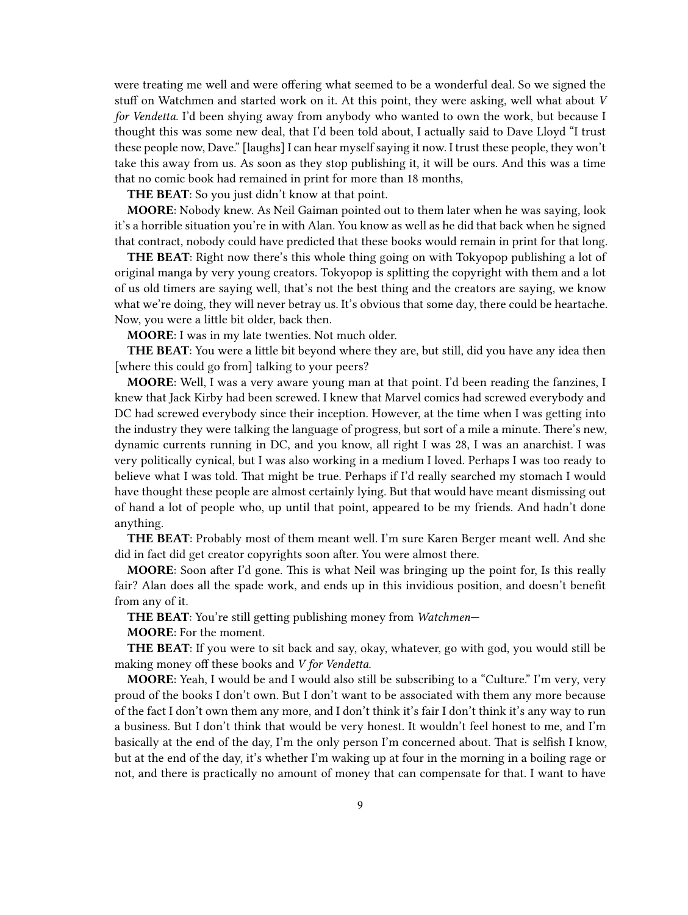were treating me well and were offering what seemed to be a wonderful deal. So we signed the stuff on Watchmen and started work on it. At this point, they were asking, well what about *V for Vendetta*. I'd been shying away from anybody who wanted to own the work, but because I thought this was some new deal, that I'd been told about, I actually said to Dave Lloyd "I trust these people now, Dave." [laughs] I can hear myself saying it now. I trust these people, they won't take this away from us. As soon as they stop publishing it, it will be ours. And this was a time that no comic book had remained in print for more than 18 months,

**THE BEAT**: So you just didn't know at that point.

**MOORE**: Nobody knew. As Neil Gaiman pointed out to them later when he was saying, look it's a horrible situation you're in with Alan. You know as well as he did that back when he signed that contract, nobody could have predicted that these books would remain in print for that long.

**THE BEAT**: Right now there's this whole thing going on with Tokyopop publishing a lot of original manga by very young creators. Tokyopop is splitting the copyright with them and a lot of us old timers are saying well, that's not the best thing and the creators are saying, we know what we're doing, they will never betray us. It's obvious that some day, there could be heartache. Now, you were a little bit older, back then.

**MOORE**: I was in my late twenties. Not much older.

**THE BEAT**: You were a little bit beyond where they are, but still, did you have any idea then [where this could go from] talking to your peers?

**MOORE**: Well, I was a very aware young man at that point. I'd been reading the fanzines, I knew that Jack Kirby had been screwed. I knew that Marvel comics had screwed everybody and DC had screwed everybody since their inception. However, at the time when I was getting into the industry they were talking the language of progress, but sort of a mile a minute. There's new, dynamic currents running in DC, and you know, all right I was 28, I was an anarchist. I was very politically cynical, but I was also working in a medium I loved. Perhaps I was too ready to believe what I was told. That might be true. Perhaps if I'd really searched my stomach I would have thought these people are almost certainly lying. But that would have meant dismissing out of hand a lot of people who, up until that point, appeared to be my friends. And hadn't done anything.

**THE BEAT**: Probably most of them meant well. I'm sure Karen Berger meant well. And she did in fact did get creator copyrights soon after. You were almost there.

**MOORE**: Soon after I'd gone. This is what Neil was bringing up the point for, Is this really fair? Alan does all the spade work, and ends up in this invidious position, and doesn't benefit from any of it.

**THE BEAT**: You're still getting publishing money from *Watchmen*—

**MOORE**: For the moment.

**THE BEAT**: If you were to sit back and say, okay, whatever, go with god, you would still be making money off these books and *V for Vendetta*.

**MOORE**: Yeah, I would be and I would also still be subscribing to a "Culture." I'm very, very proud of the books I don't own. But I don't want to be associated with them any more because of the fact I don't own them any more, and I don't think it's fair I don't think it's any way to run a business. But I don't think that would be very honest. It wouldn't feel honest to me, and I'm basically at the end of the day, I'm the only person I'm concerned about. That is selfish I know, but at the end of the day, it's whether I'm waking up at four in the morning in a boiling rage or not, and there is practically no amount of money that can compensate for that. I want to have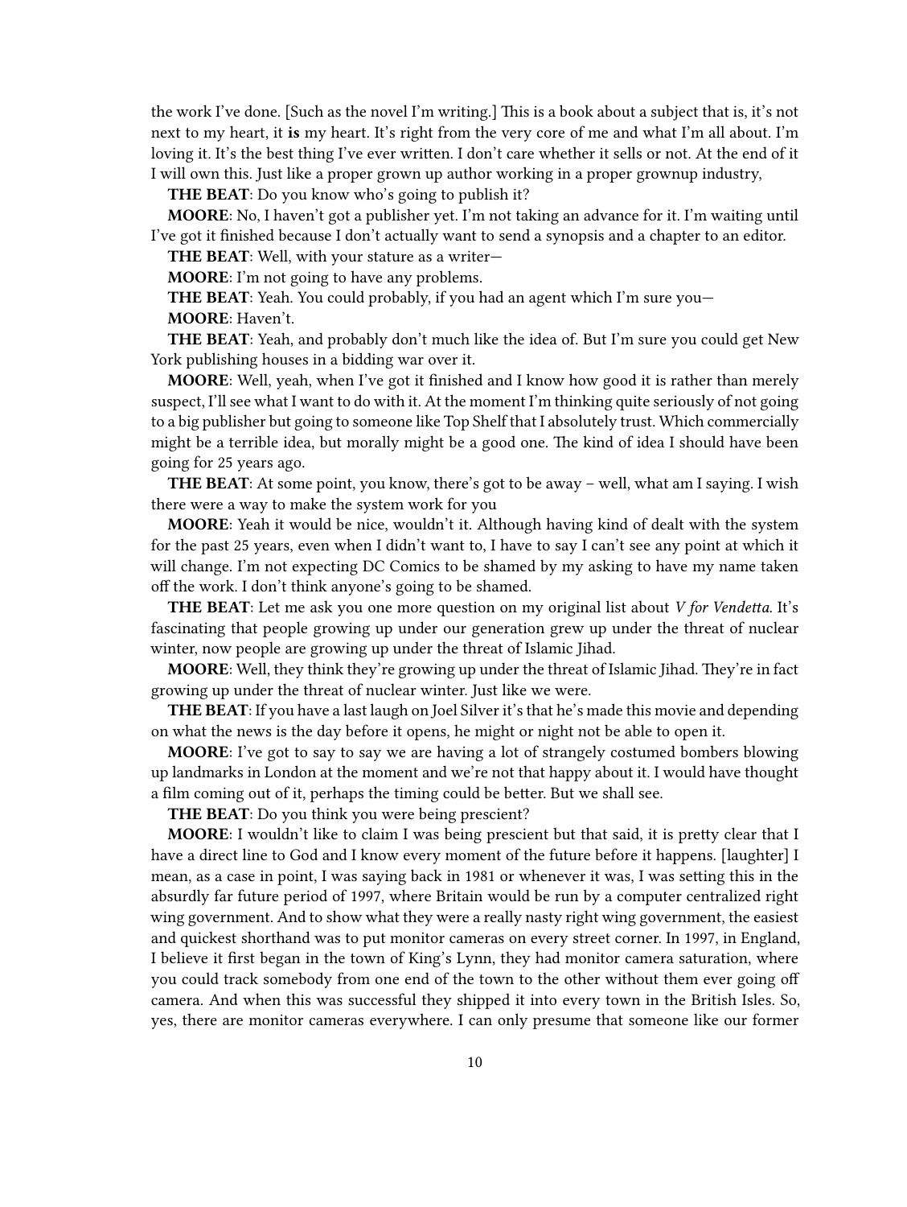the work I've done. [Such as the novel I'm writing.] This is a book about a subject that is, it's not next to my heart, it **is** my heart. It's right from the very core of me and what I'm all about. I'm loving it. It's the best thing I've ever written. I don't care whether it sells or not. At the end of it I will own this. Just like a proper grown up author working in a proper grownup industry,

**THE BEAT**: Do you know who's going to publish it?

**MOORE**: No, I haven't got a publisher yet. I'm not taking an advance for it. I'm waiting until I've got it finished because I don't actually want to send a synopsis and a chapter to an editor.

**THE BEAT**: Well, with your stature as a writer—

**MOORE**: I'm not going to have any problems.

**THE BEAT**: Yeah. You could probably, if you had an agent which I'm sure you—

**MOORE**: Haven't.

**THE BEAT**: Yeah, and probably don't much like the idea of. But I'm sure you could get New York publishing houses in a bidding war over it.

**MOORE**: Well, yeah, when I've got it finished and I know how good it is rather than merely suspect, I'll see what I want to do with it. At the moment I'm thinking quite seriously of not going to a big publisher but going to someone like Top Shelf that I absolutely trust. Which commercially might be a terrible idea, but morally might be a good one. The kind of idea I should have been going for 25 years ago.

**THE BEAT**: At some point, you know, there's got to be away – well, what am I saying. I wish there were a way to make the system work for you

**MOORE**: Yeah it would be nice, wouldn't it. Although having kind of dealt with the system for the past 25 years, even when I didn't want to, I have to say I can't see any point at which it will change. I'm not expecting DC Comics to be shamed by my asking to have my name taken off the work. I don't think anyone's going to be shamed.

**THE BEAT**: Let me ask you one more question on my original list about *V for Vendetta*. It's fascinating that people growing up under our generation grew up under the threat of nuclear winter, now people are growing up under the threat of Islamic Jihad.

**MOORE**: Well, they think they're growing up under the threat of Islamic Jihad. They're in fact growing up under the threat of nuclear winter. Just like we were.

**THE BEAT**: If you have a last laugh on Joel Silver it's that he's made this movie and depending on what the news is the day before it opens, he might or night not be able to open it.

**MOORE**: I've got to say to say we are having a lot of strangely costumed bombers blowing up landmarks in London at the moment and we're not that happy about it. I would have thought a film coming out of it, perhaps the timing could be better. But we shall see.

**THE BEAT**: Do you think you were being prescient?

**MOORE**: I wouldn't like to claim I was being prescient but that said, it is pretty clear that I have a direct line to God and I know every moment of the future before it happens. [laughter] I mean, as a case in point, I was saying back in 1981 or whenever it was, I was setting this in the absurdly far future period of 1997, where Britain would be run by a computer centralized right wing government. And to show what they were a really nasty right wing government, the easiest and quickest shorthand was to put monitor cameras on every street corner. In 1997, in England, I believe it first began in the town of King's Lynn, they had monitor camera saturation, where you could track somebody from one end of the town to the other without them ever going off camera. And when this was successful they shipped it into every town in the British Isles. So, yes, there are monitor cameras everywhere. I can only presume that someone like our former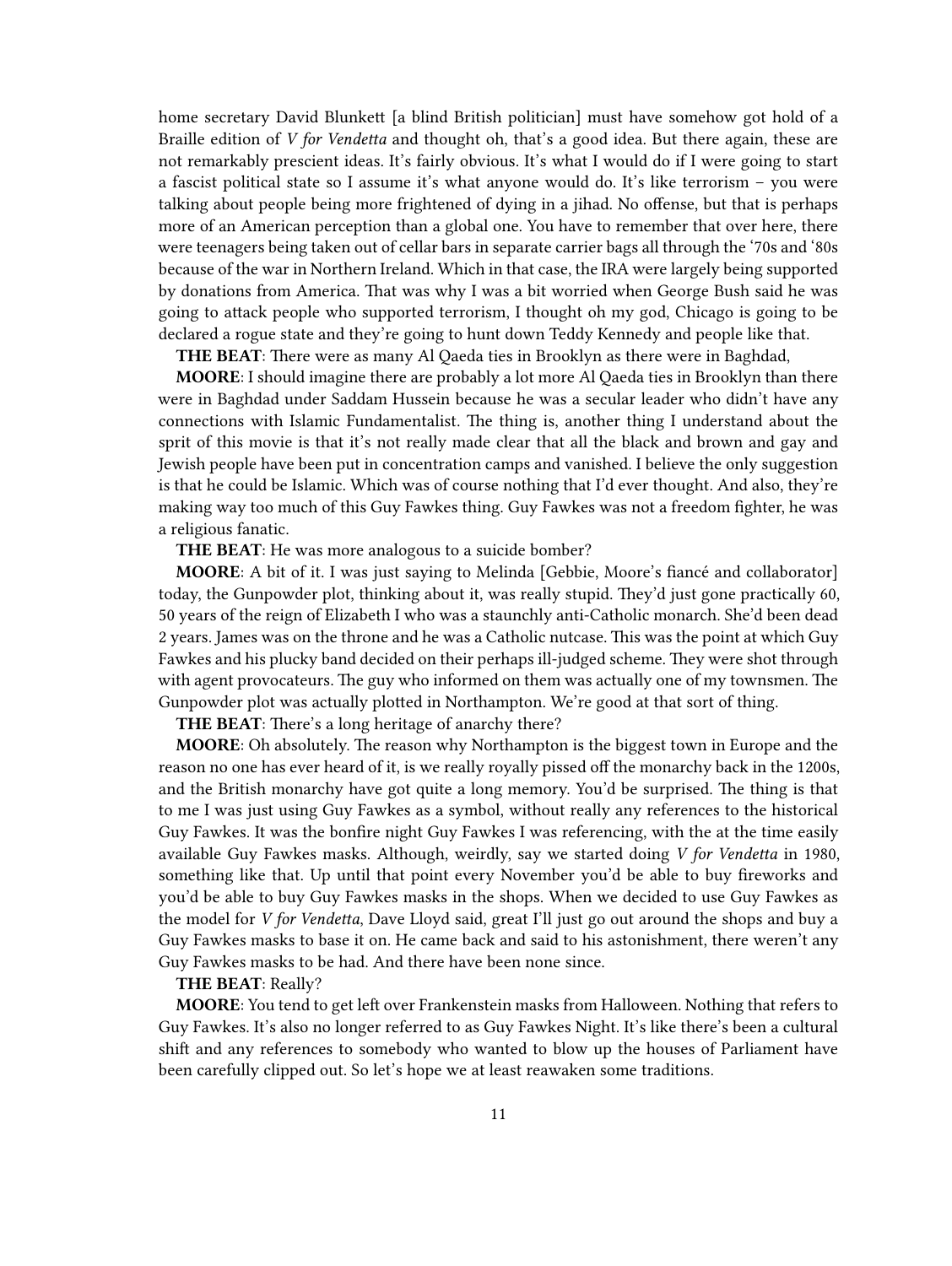home secretary David Blunkett [a blind British politician] must have somehow got hold of a Braille edition of *V for Vendetta* and thought oh, that's a good idea. But there again, these are not remarkably prescient ideas. It's fairly obvious. It's what I would do if I were going to start a fascist political state so I assume it's what anyone would do. It's like terrorism – you were talking about people being more frightened of dying in a jihad. No offense, but that is perhaps more of an American perception than a global one. You have to remember that over here, there were teenagers being taken out of cellar bars in separate carrier bags all through the '70s and '80s because of the war in Northern Ireland. Which in that case, the IRA were largely being supported by donations from America. That was why I was a bit worried when George Bush said he was going to attack people who supported terrorism, I thought oh my god, Chicago is going to be declared a rogue state and they're going to hunt down Teddy Kennedy and people like that.

**THE BEAT**: There were as many Al Qaeda ties in Brooklyn as there were in Baghdad,

**MOORE**: I should imagine there are probably a lot more Al Qaeda ties in Brooklyn than there were in Baghdad under Saddam Hussein because he was a secular leader who didn't have any connections with Islamic Fundamentalist. The thing is, another thing I understand about the sprit of this movie is that it's not really made clear that all the black and brown and gay and Jewish people have been put in concentration camps and vanished. I believe the only suggestion is that he could be Islamic. Which was of course nothing that I'd ever thought. And also, they're making way too much of this Guy Fawkes thing. Guy Fawkes was not a freedom fighter, he was a religious fanatic.

**THE BEAT**: He was more analogous to a suicide bomber?

**MOORE**: A bit of it. I was just saying to Melinda [Gebbie, Moore's fiancé and collaborator] today, the Gunpowder plot, thinking about it, was really stupid. They'd just gone practically 60, 50 years of the reign of Elizabeth I who was a staunchly anti-Catholic monarch. She'd been dead 2 years. James was on the throne and he was a Catholic nutcase. This was the point at which Guy Fawkes and his plucky band decided on their perhaps ill-judged scheme. They were shot through with agent provocateurs. The guy who informed on them was actually one of my townsmen. The Gunpowder plot was actually plotted in Northampton. We're good at that sort of thing.

**THE BEAT**: There's a long heritage of anarchy there?

**MOORE**: Oh absolutely. The reason why Northampton is the biggest town in Europe and the reason no one has ever heard of it, is we really royally pissed off the monarchy back in the 1200s, and the British monarchy have got quite a long memory. You'd be surprised. The thing is that to me I was just using Guy Fawkes as a symbol, without really any references to the historical Guy Fawkes. It was the bonfire night Guy Fawkes I was referencing, with the at the time easily available Guy Fawkes masks. Although, weirdly, say we started doing *V for Vendetta* in 1980, something like that. Up until that point every November you'd be able to buy fireworks and you'd be able to buy Guy Fawkes masks in the shops. When we decided to use Guy Fawkes as the model for *V for Vendetta*, Dave Lloyd said, great I'll just go out around the shops and buy a Guy Fawkes masks to base it on. He came back and said to his astonishment, there weren't any Guy Fawkes masks to be had. And there have been none since.

**THE BEAT**: Really?

**MOORE**: You tend to get left over Frankenstein masks from Halloween. Nothing that refers to Guy Fawkes. It's also no longer referred to as Guy Fawkes Night. It's like there's been a cultural shift and any references to somebody who wanted to blow up the houses of Parliament have been carefully clipped out. So let's hope we at least reawaken some traditions.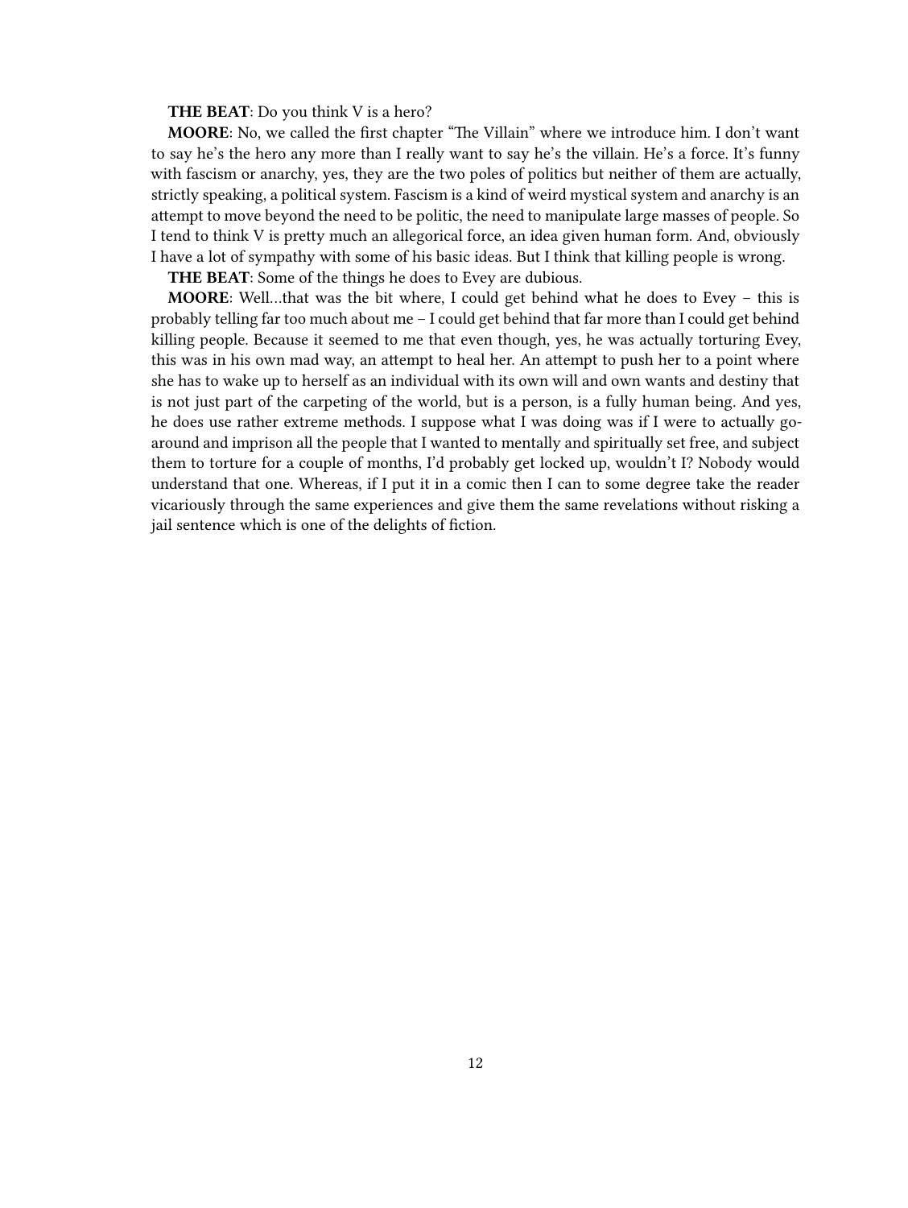**THE BEAT**: Do you think V is a hero?

**MOORE**: No, we called the first chapter "The Villain" where we introduce him. I don't want to say he's the hero any more than I really want to say he's the villain. He's a force. It's funny with fascism or anarchy, yes, they are the two poles of politics but neither of them are actually, strictly speaking, a political system. Fascism is a kind of weird mystical system and anarchy is an attempt to move beyond the need to be politic, the need to manipulate large masses of people. So I tend to think V is pretty much an allegorical force, an idea given human form. And, obviously I have a lot of sympathy with some of his basic ideas. But I think that killing people is wrong.

**THE BEAT**: Some of the things he does to Evey are dubious.

**MOORE**: Well…that was the bit where, I could get behind what he does to Evey – this is probably telling far too much about me – I could get behind that far more than I could get behind killing people. Because it seemed to me that even though, yes, he was actually torturing Evey, this was in his own mad way, an attempt to heal her. An attempt to push her to a point where she has to wake up to herself as an individual with its own will and own wants and destiny that is not just part of the carpeting of the world, but is a person, is a fully human being. And yes, he does use rather extreme methods. I suppose what I was doing was if I were to actually go-around and imprison all the people that I wanted to mentally and spiritually set free, and subject them to torture for a couple of months, I'd probably get locked up, wouldn't I? Nobody would understand that one. Whereas, if I put it in a comic then I can to some degree take the reader vicariously through the same experiences and give them the same revelations without risking a jail sentence which is one of the delights of fiction.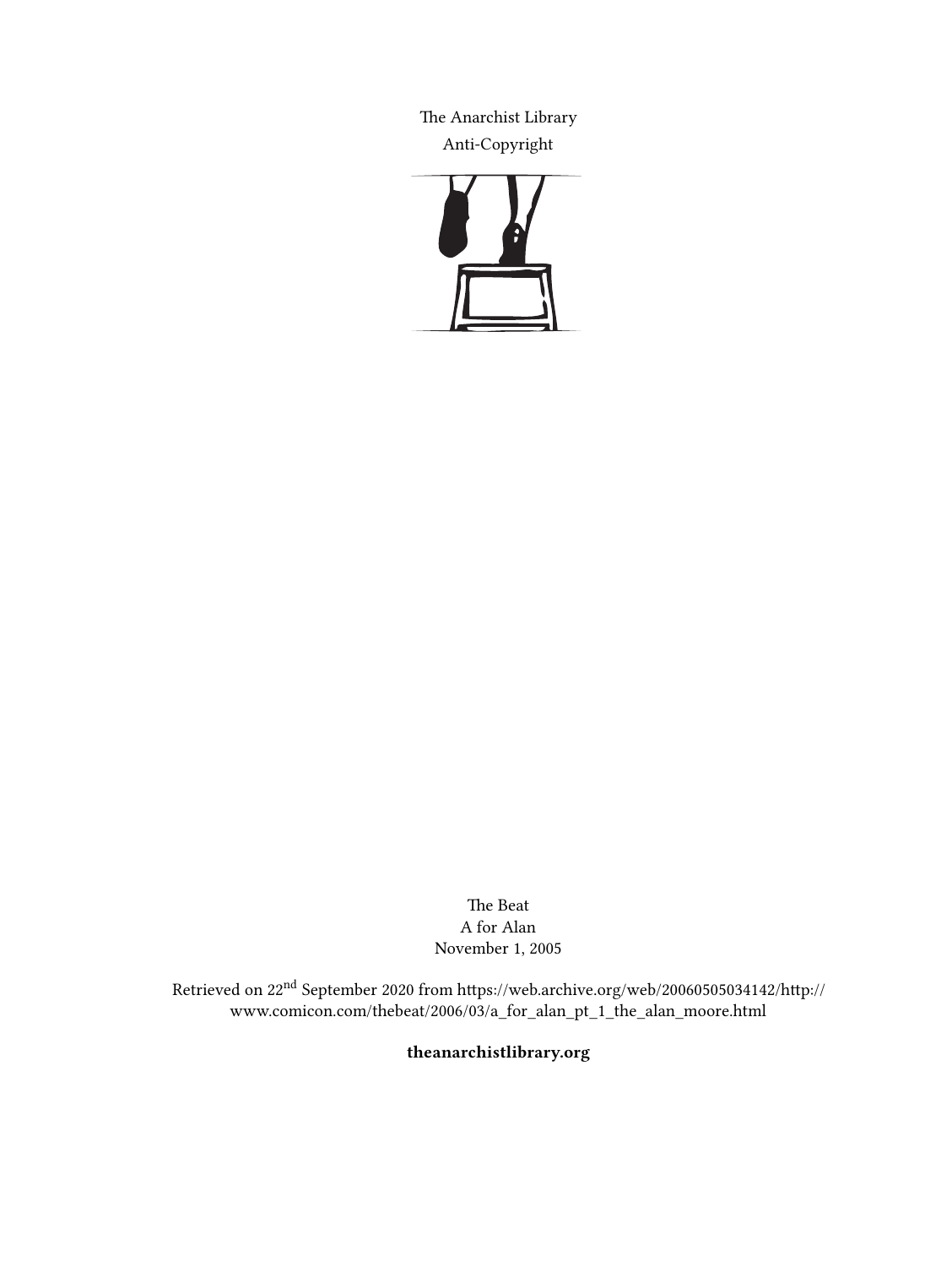The Anarchist Library
Anti-Copyright

The Beat
A for Alan
November 1, 2005

Retrieved on 22nd September 2020 from https://web.archive.org/web/20060505034142/http://www.comicon.com/thebeat/2006/03/a_for_alan_pt_1_the_alan_moore.html

**theanarchistlibrary.org**